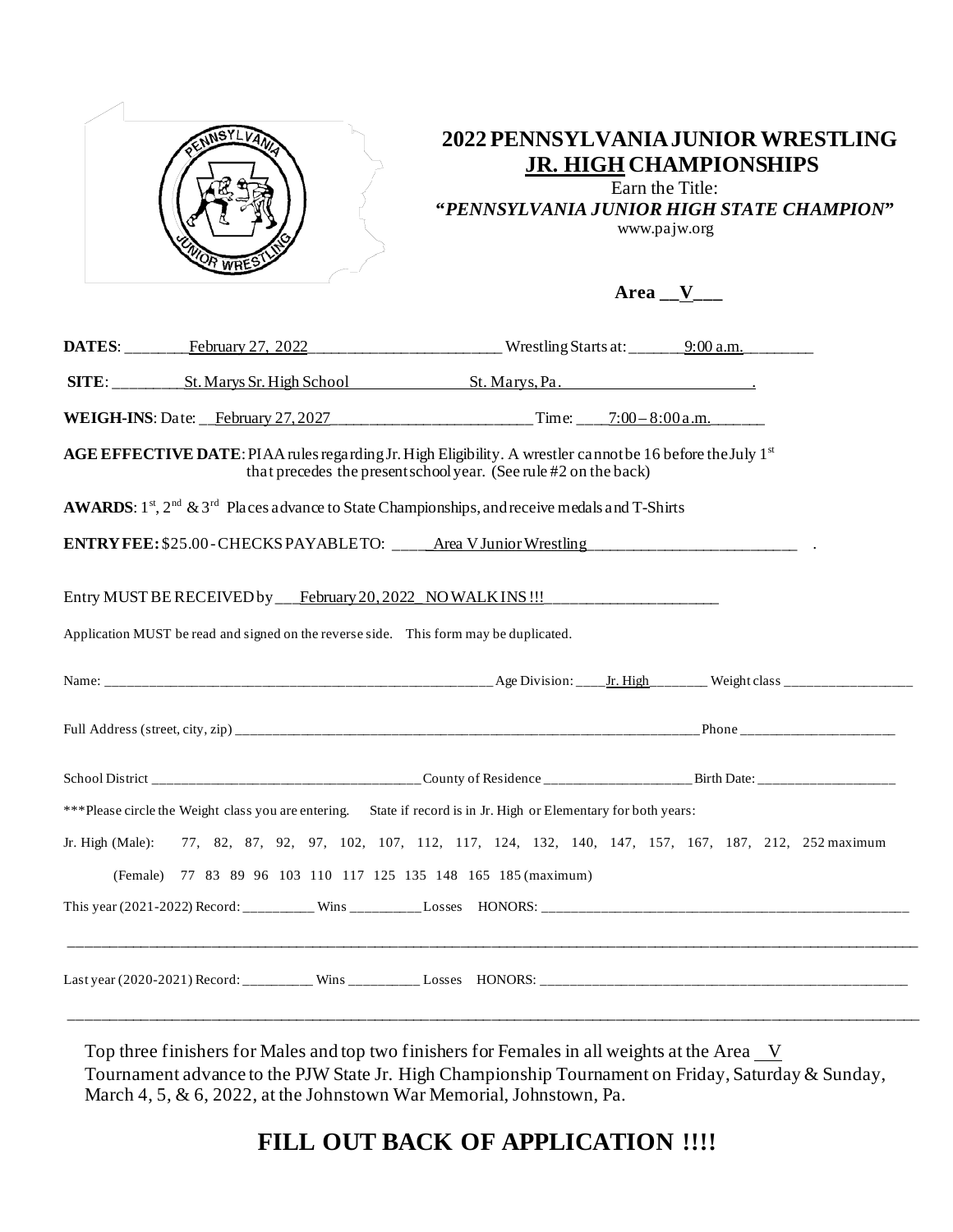# 2022 PENNSYLVANIA JUNIOR WRESTLING

## JR. HIGH CHAMPIONSHIPS

Earn the Title:

***"PENNSYLVANIA JUNIOR HIGH STATE CHAMPION"***

www.pajw.org

**Area \_\_V\_\_\_**

**DATES**: February 27, 2022 Wrestling Starts at: 9:00 a.m.

**SITE**: St. Marys Sr. High School St. Marys, Pa.

**WEIGH-INS**: Date: February 27, 2027 Time: 7:00 – 8:00 a.m.

**AGE EFFECTIVE DATE**: PIAA rules regarding Jr. High Eligibility. A wrestler cannot be 16 before the July 1st that precedes the present school year. (See rule #2 on the back)

**AWARDS**: 1st, 2nd & 3rd Places advance to State Championships, and receive medals and T-Shirts

**ENTRY FEE:** $25.00 - CHECKS PAYABLE TO: Area V Junior Wrestling

Entry MUST BE RECEIVED by February 20, 2022 NO WALK INS !!!

Application MUST be read and signed on the reverse side. This form may be duplicated.

Name: \_\_\_\_\_\_\_\_\_\_\_\_\_\_\_\_\_\_\_\_ Age Division: Jr. High Weight class \_\_\_\_\_\_\_\_\_\_

Full Address (street, city, zip) \_\_\_\_\_\_\_\_\_\_\_\_\_\_\_\_\_\_\_\_ Phone \_\_\_\_\_\_\_\_\_\_

School District \_\_\_\_\_\_\_\_\_\_ County of Residence \_\_\_\_\_\_\_\_\_\_ Birth Date: \_\_\_\_\_\_\_\_\_\_

***Please circle the Weight class you are entering. State if record is in Jr. High or Elementary for both years:

Jr. High (Male): 77, 82, 87, 92, 97, 102, 107, 112, 117, 124, 132, 140, 147, 157, 167, 187, 212, 252 maximum

(Female) 77 83 89 96 103 110 117 125 135 148 165 185 (maximum)

This year (2021-2022) Record: \_\_\_\_\_\_\_\_\_\_ Wins \_\_\_\_\_\_\_\_\_\_ Losses HONORS: \_\_\_\_\_\_\_\_\_\_

Last year (2020-2021) Record: \_\_\_\_\_\_\_\_\_\_ Wins \_\_\_\_\_\_\_\_\_\_ Losses HONORS: \_\_\_\_\_\_\_\_\_\_

Top three finishers for Males and top two finishers for Females in all weights at the Area V Tournament advance to the PJW State Jr. High Championship Tournament on Friday, Saturday & Sunday, March 4, 5, & 6, 2022, at the Johnstown War Memorial, Johnstown, Pa.

## FILL OUT BACK OF APPLICATION !!!!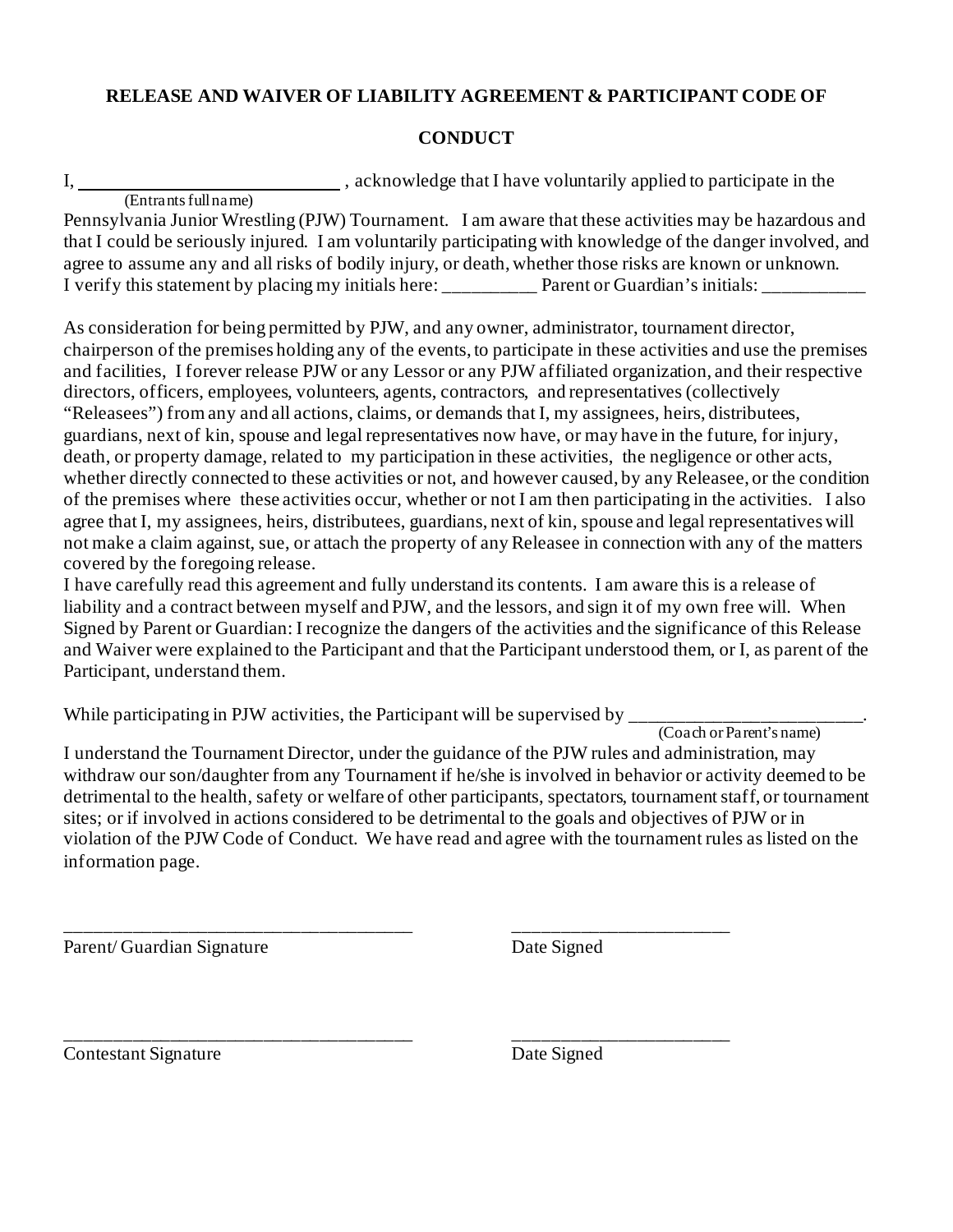# RELEASE AND WAIVER OF LIABILITY AGREEMENT & PARTICIPANT CODE OF CONDUCT

I, ____________________________ , acknowledge that I have voluntarily applied to participate in the
(Entrants full name)
Pennsylvania Junior Wrestling (PJW) Tournament. I am aware that these activities may be hazardous and that I could be seriously injured. I am voluntarily participating with knowledge of the danger involved, and agree to assume any and all risks of bodily injury, or death, whether those risks are known or unknown. I verify this statement by placing my initials here: __________ Parent or Guardian's initials: ___________

As consideration for being permitted by PJW, and any owner, administrator, tournament director, chairperson of the premises holding any of the events, to participate in these activities and use the premises and facilities, I forever release PJW or any Lessor or any PJW affiliated organization, and their respective directors, officers, employees, volunteers, agents, contractors, and representatives (collectively "Releasees") from any and all actions, claims, or demands that I, my assignees, heirs, distributees, guardians, next of kin, spouse and legal representatives now have, or may have in the future, for injury, death, or property damage, related to my participation in these activities, the negligence or other acts, whether directly connected to these activities or not, and however caused, by any Releasee, or the condition of the premises where these activities occur, whether or not I am then participating in the activities. I also agree that I, my assignees, heirs, distributees, guardians, next of kin, spouse and legal representatives will not make a claim against, sue, or attach the property of any Releasee in connection with any of the matters covered by the foregoing release.

I have carefully read this agreement and fully understand its contents. I am aware this is a release of liability and a contract between myself and PJW, and the lessors, and sign it of my own free will. When Signed by Parent or Guardian: I recognize the dangers of the activities and the significance of this Release and Waiver were explained to the Participant and that the Participant understood them, or I, as parent of the Participant, understand them.

While participating in PJW activities, the Participant will be supervised by _________________________.
(Coach or Parent's name)

I understand the Tournament Director, under the guidance of the PJW rules and administration, may withdraw our son/daughter from any Tournament if he/she is involved in behavior or activity deemed to be detrimental to the health, safety or welfare of other participants, spectators, tournament staff, or tournament sites; or if involved in actions considered to be detrimental to the goals and objectives of PJW or in violation of the PJW Code of Conduct. We have read and agree with the tournament rules as listed on the information page.

_____________________________________ &nbsp;&nbsp;&nbsp;&nbsp; _______________________
Parent/ Guardian Signature &nbsp;&nbsp;&nbsp;&nbsp; Date Signed

_____________________________________ &nbsp;&nbsp;&nbsp;&nbsp; _______________________
Contestant Signature &nbsp;&nbsp;&nbsp;&nbsp; Date Signed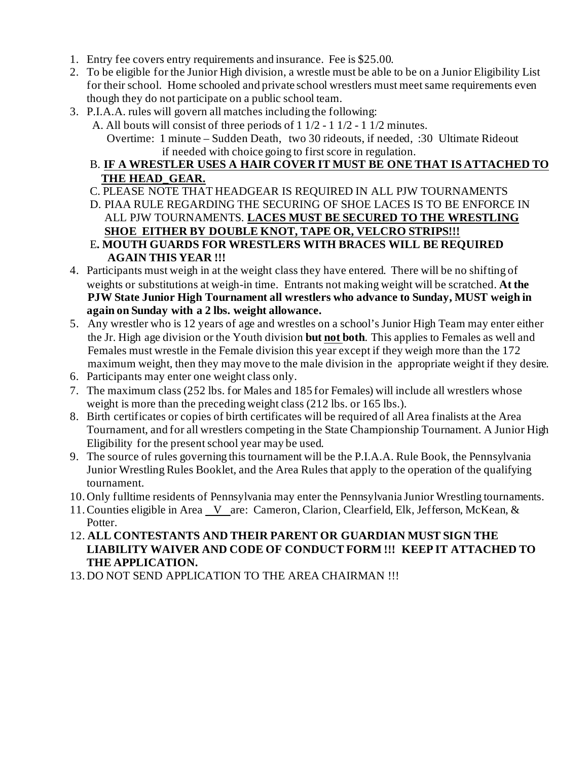1. Entry fee covers entry requirements and insurance. Fee is $25.00.
2. To be eligible for the Junior High division, a wrestle must be able to be on a Junior Eligibility List for their school. Home schooled and private school wrestlers must meet same requirements even though they do not participate on a public school team.
3. P.I.A.A. rules will govern all matches including the following:
   - A. All bouts will consist of three periods of 1 1/2 - 1 1/2 - 1 1/2 minutes. Overtime: 1 minute – Sudden Death, two 30 rideouts, if needed, :30 Ultimate Rideout if needed with choice going to first score in regulation.
   - B. **<u>IF A WRESTLER USES A HAIR COVER IT MUST BE ONE THAT IS ATTACHED TO THE HEAD_GEAR.</u>**
   - C. PLEASE NOTE THAT HEADGEAR IS REQUIRED IN ALL PJW TOURNAMENTS
   - D. PIAA RULE REGARDING THE SECURING OF SHOE LACES IS TO BE ENFORCE IN ALL PJW TOURNAMENTS. **<u>LACES MUST BE SECURED TO THE WRESTLING SHOE EITHER BY DOUBLE KNOT, TAPE OR, VELCRO STRIPS!!!</u>**
   - E**. MOUTH GUARDS FOR WRESTLERS WITH BRACES WILL BE REQUIRED AGAIN THIS YEAR !!!**
4. Participants must weigh in at the weight class they have entered. There will be no shifting of weights or substitutions at weigh-in time. Entrants not making weight will be scratched. **At the PJW State Junior High Tournament all wrestlers who advance to Sunday, MUST weigh in again on Sunday with a 2 lbs. weight allowance.**
5. Any wrestler who is 12 years of age and wrestles on a school's Junior High Team may enter either the Jr. High age division or the Youth division **but <u>not</u> both**. This applies to Females as well and Females must wrestle in the Female division this year except if they weigh more than the 172 maximum weight, then they may move to the male division in the appropriate weight if they desire.
6. Participants may enter one weight class only.
7. The maximum class (252 lbs. for Males and 185 for Females) will include all wrestlers whose weight is more than the preceding weight class (212 lbs. or 165 lbs.).
8. Birth certificates or copies of birth certificates will be required of all Area finalists at the Area Tournament, and for all wrestlers competing in the State Championship Tournament. A Junior High Eligibility for the present school year may be used.
9. The source of rules governing this tournament will be the P.I.A.A. Rule Book, the Pennsylvania Junior Wrestling Rules Booklet, and the Area Rules that apply to the operation of the qualifying tournament.
10. Only fulltime residents of Pennsylvania may enter the Pennsylvania Junior Wrestling tournaments.
11. Counties eligible in Area <u>V</u> are: Cameron, Clarion, Clearfield, Elk, Jefferson, McKean, & Potter.
12. **ALL CONTESTANTS AND THEIR PARENT OR GUARDIAN MUST SIGN THE LIABILITY WAIVER AND CODE OF CONDUCT FORM !!! KEEP IT ATTACHED TO THE APPLICATION.**
13. DO NOT SEND APPLICATION TO THE AREA CHAIRMAN !!!